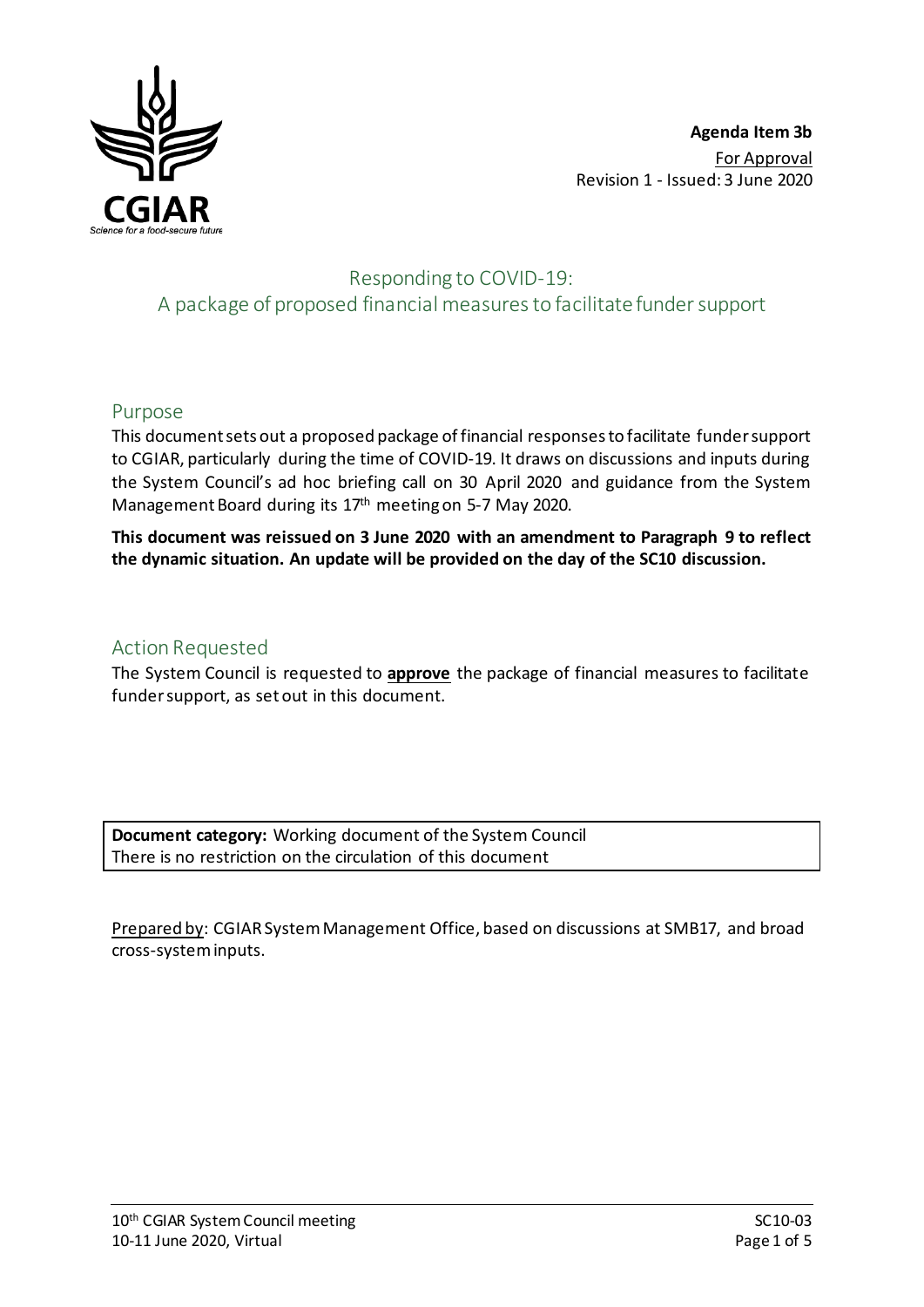**Agenda Item 3b**
For Approval
Revision 1 - Issued: 3 June 2020

# Responding to COVID-19: A package of proposed financial measures to facilitate funder support

## Purpose

This document sets out a proposed package of financial responses to facilitate funder support to CGIAR, particularly during the time of COVID-19. It draws on discussions and inputs during the System Council's ad hoc briefing call on 30 April 2020 and guidance from the System Management Board during its 17th meeting on 5-7 May 2020.

**This document was reissued on 3 June 2020 with an amendment to Paragraph 9 to reflect the dynamic situation. An update will be provided on the day of the SC10 discussion.**

## Action Requested

The System Council is requested to **approve** the package of financial measures to facilitate funder support, as set out in this document.

| **Document category:** Working document of the System Council |
| --- |
| There is no restriction on the circulation of this document |

Prepared by: CGIAR System Management Office, based on discussions at SMB17, and broad cross-system inputs.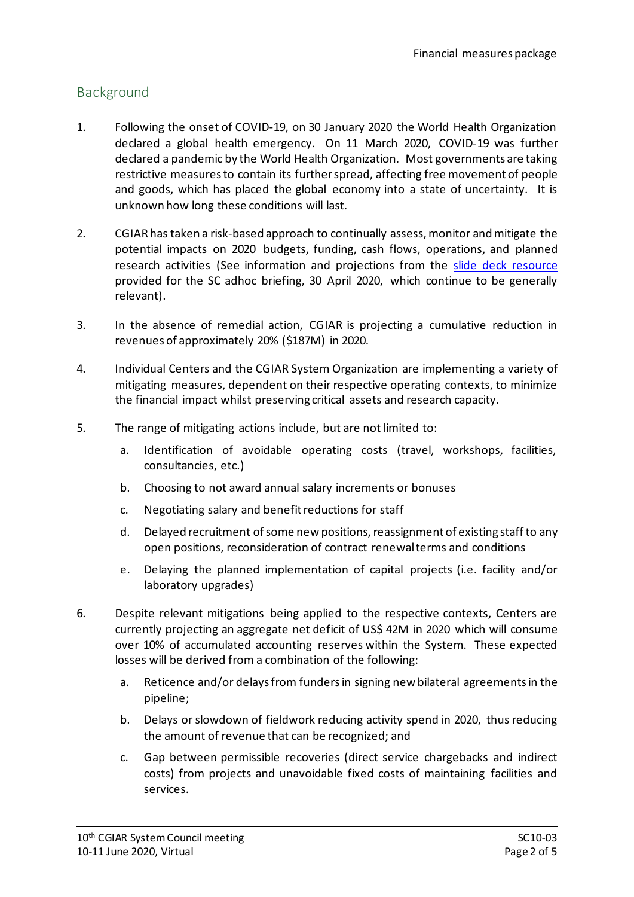## Background

1. Following the onset of COVID-19, on 30 January 2020 the World Health Organization declared a global health emergency. On 11 March 2020, COVID-19 was further declared a pandemic by the World Health Organization. Most governments are taking restrictive measures to contain its further spread, affecting free movement of people and goods, which has placed the global economy into a state of uncertainty. It is unknown how long these conditions will last.

2. CGIAR has taken a risk-based approach to continually assess, monitor and mitigate the potential impacts on 2020 budgets, funding, cash flows, operations, and planned research activities (See information and projections from the slide deck resource provided for the SC adhoc briefing, 30 April 2020, which continue to be generally relevant).

3. In the absence of remedial action, CGIAR is projecting a cumulative reduction in revenues of approximately 20% ($187M) in 2020.

4. Individual Centers and the CGIAR System Organization are implementing a variety of mitigating measures, dependent on their respective operating contexts, to minimize the financial impact whilst preserving critical assets and research capacity.

5. The range of mitigating actions include, but are not limited to:
   a. Identification of avoidable operating costs (travel, workshops, facilities, consultancies, etc.)
   b. Choosing to not award annual salary increments or bonuses
   c. Negotiating salary and benefit reductions for staff
   d. Delayed recruitment of some new positions, reassignment of existing staff to any open positions, reconsideration of contract renewal terms and conditions
   e. Delaying the planned implementation of capital projects (i.e. facility and/or laboratory upgrades)

6. Despite relevant mitigations being applied to the respective contexts, Centers are currently projecting an aggregate net deficit of US$ 42M in 2020 which will consume over 10% of accumulated accounting reserves within the System. These expected losses will be derived from a combination of the following:
   a. Reticence and/or delays from funders in signing new bilateral agreements in the pipeline;
   b. Delays or slowdown of fieldwork reducing activity spend in 2020, thus reducing the amount of revenue that can be recognized; and
   c. Gap between permissible recoveries (direct service chargebacks and indirect costs) from projects and unavoidable fixed costs of maintaining facilities and services.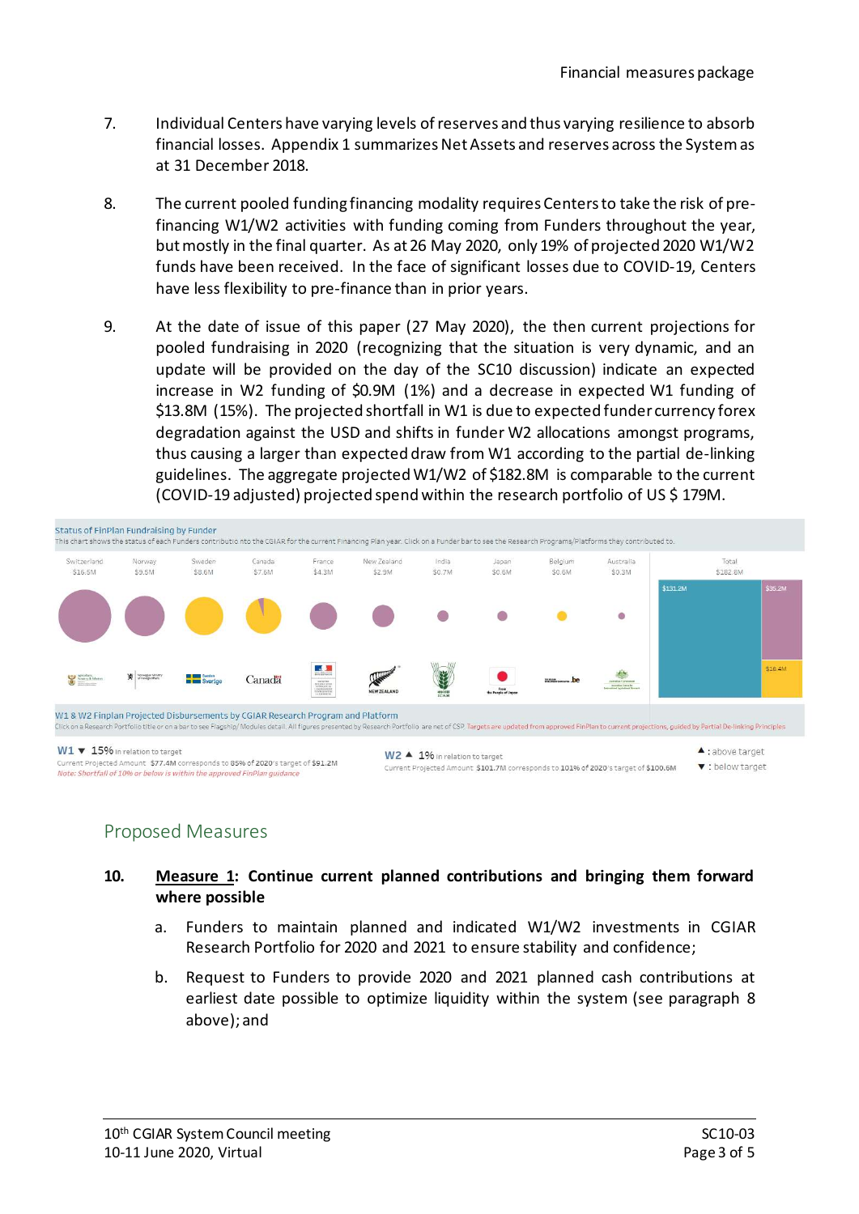7. Individual Centers have varying levels of reserves and thus varying resilience to absorb financial losses. Appendix 1 summarizes Net Assets and reserves across the System as at 31 December 2018.

8. The current pooled funding financing modality requires Centers to take the risk of pre-financing W1/W2 activities with funding coming from Funders throughout the year, but mostly in the final quarter. As at 26 May 2020, only 19% of projected 2020 W1/W2 funds have been received. In the face of significant losses due to COVID-19, Centers have less flexibility to pre-finance than in prior years.

9. At the date of issue of this paper (27 May 2020), the then current projections for pooled fundraising in 2020 (recognizing that the situation is very dynamic, and an update will be provided on the day of the SC10 discussion) indicate an expected increase in W2 funding of $0.9M (1%) and a decrease in expected W1 funding of $13.8M (15%). The projected shortfall in W1 is due to expected funder currency forex degradation against the USD and shifts in funder W2 allocations amongst programs, thus causing a larger than expected draw from W1 according to the partial de-linking guidelines. The aggregate projected W1/W2 of $182.8M is comparable to the current (COVID-19 adjusted) projected spend within the research portfolio of US $ 179M.

Status of FinPlan Fundraising by Funder

This chart shows the status of each Funders contribution to the CGIAR for the current Financing Plan year. Click on a Funder bar to see the Research Programs/Platforms they contributed to.

| Switzerland | Norway | Sweden | Canada | France | New Zealand | India | Japan | Belgium | Australia | Total |
|---|---|---|---|---|---|---|---|---|---|---|
| $16.5M | $9.5M | $8.6M | $7.6M | $4.3M | $2.9M | $0.7M | $0.6M | $0.6M | $0.3M | $182.8M |

Total breakdown: $131.2M, $35.2M, $16.4M

W1 & W2 Finplan Projected Disbursements by CGIAR Research Program and Platform

Click on a Research Portfolio title or on a bar to see Flagship/Modules detail. All figures presented by Research Portfolio are net of CSP. Targets are updated from approved FinPlan to current projections, guided by Partial De-linking Principles

**W1** ▼ 15% in relation to target
Current Projected Amount $77.4M corresponds to 85% of 2020's target of $91.2M
*Note: Shortfall of 10% or below is within the approved FinPlan guidance*

**W2** ▲ 1% in relation to target
Current Projected Amount $101.7M corresponds to 101% of 2020's target of $100.6M

▲ : above target
▼ : below target

## Proposed Measures

10. **Measure 1: Continue current planned contributions and bringing them forward where possible**

    a. Funders to maintain planned and indicated W1/W2 investments in CGIAR Research Portfolio for 2020 and 2021 to ensure stability and confidence;

    b. Request to Funders to provide 2020 and 2021 planned cash contributions at earliest date possible to optimize liquidity within the system (see paragraph 8 above); and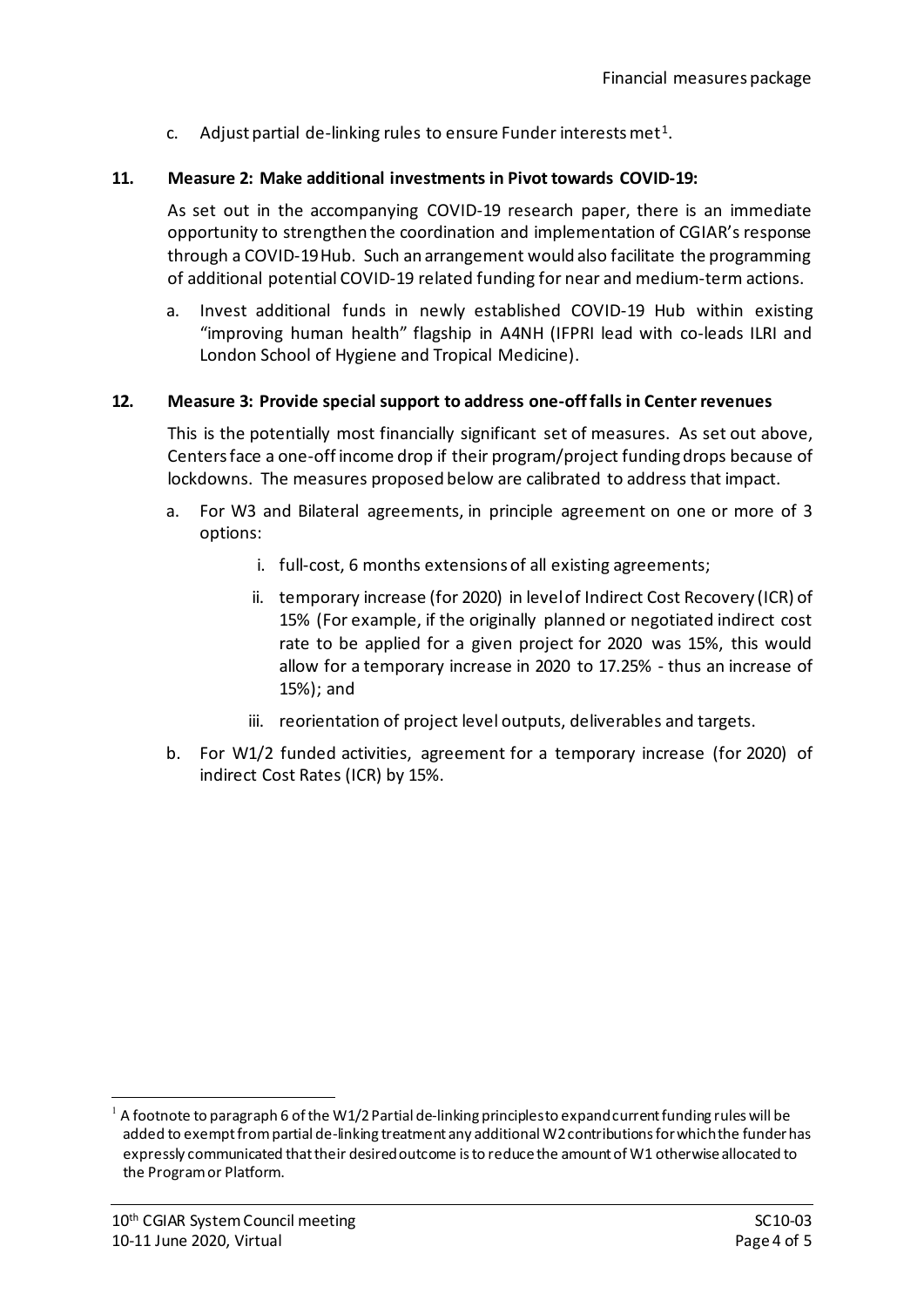c. Adjust partial de-linking rules to ensure Funder interests met[1].

**11. Measure 2: Make additional investments in Pivot towards COVID-19:**

As set out in the accompanying COVID-19 research paper, there is an immediate opportunity to strengthen the coordination and implementation of CGIAR's response through a COVID-19 Hub. Such an arrangement would also facilitate the programming of additional potential COVID-19 related funding for near and medium-term actions.

a. Invest additional funds in newly established COVID-19 Hub within existing "improving human health" flagship in A4NH (IFPRI lead with co-leads ILRI and London School of Hygiene and Tropical Medicine).

**12. Measure 3: Provide special support to address one-off falls in Center revenues**

This is the potentially most financially significant set of measures. As set out above, Centers face a one-off income drop if their program/project funding drops because of lockdowns. The measures proposed below are calibrated to address that impact.

a. For W3 and Bilateral agreements, in principle agreement on one or more of 3 options:

   i. full-cost, 6 months extensions of all existing agreements;

   ii. temporary increase (for 2020) in level of Indirect Cost Recovery (ICR) of 15% (For example, if the originally planned or negotiated indirect cost rate to be applied for a given project for 2020 was 15%, this would allow for a temporary increase in 2020 to 17.25% - thus an increase of 15%); and

   iii. reorientation of project level outputs, deliverables and targets.

b. For W1/2 funded activities, agreement for a temporary increase (for 2020) of indirect Cost Rates (ICR) by 15%.

[1] A footnote to paragraph 6 of the W1/2 Partial de-linking principles to expand current funding rules will be added to exempt from partial de-linking treatment any additional W2 contributions for which the funder has expressly communicated that their desired outcome is to reduce the amount of W1 otherwise allocated to the Program or Platform.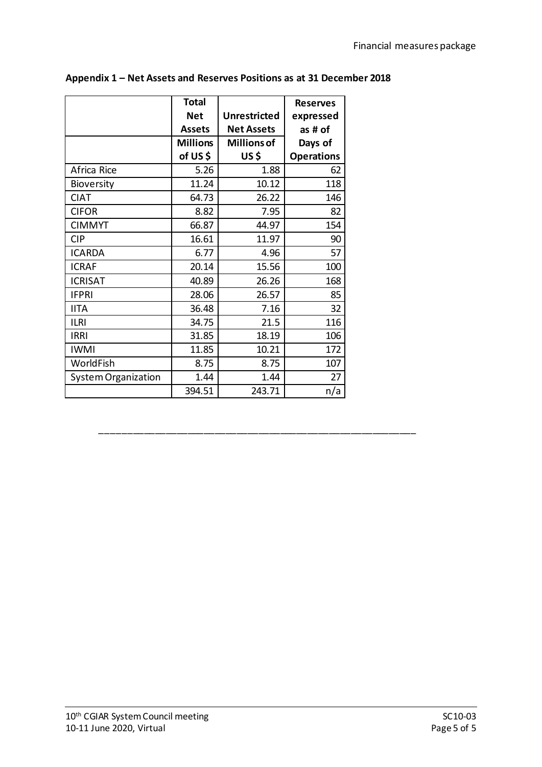**Appendix 1 – Net Assets and Reserves Positions as at 31 December 2018**

| | Total Net Assets | Unrestricted Net Assets | Reserves expressed as # of |
|---|---|---|---|
| | Millions of US $ | Millions of US $ | Days of Operations |
| Africa Rice | 5.26 | 1.88 | 62 |
| Bioversity | 11.24 | 10.12 | 118 |
| CIAT | 64.73 | 26.22 | 146 |
| CIFOR | 8.82 | 7.95 | 82 |
| CIMMYT | 66.87 | 44.97 | 154 |
| CIP | 16.61 | 11.97 | 90 |
| ICARDA | 6.77 | 4.96 | 57 |
| ICRAF | 20.14 | 15.56 | 100 |
| ICRISAT | 40.89 | 26.26 | 168 |
| IFPRI | 28.06 | 26.57 | 85 |
| IITA | 36.48 | 7.16 | 32 |
| ILRI | 34.75 | 21.5 | 116 |
| IRRI | 31.85 | 18.19 | 106 |
| IWMI | 11.85 | 10.21 | 172 |
| WorldFish | 8.75 | 8.75 | 107 |
| System Organization | 1.44 | 1.44 | 27 |
| | 394.51 | 243.71 | n/a |

\_\_\_\_\_\_\_\_\_\_\_\_\_\_\_\_\_\_\_\_\_\_\_\_\_\_\_\_\_\_\_\_\_\_\_\_\_\_\_\_\_\_\_\_\_\_\_\_\_\_\_\_